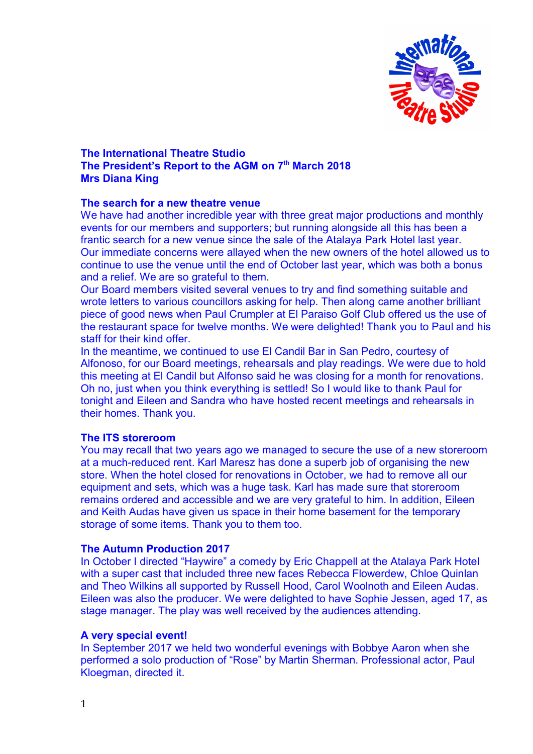**The International Theatre Studio**
**The President's Report to the AGM on 7th March 2018**
**Mrs Diana King**

## The search for a new theatre venue

We have had another incredible year with three great major productions and monthly events for our members and supporters; but running alongside all this has been a frantic search for a new venue since the sale of the Atalaya Park Hotel last year.
Our immediate concerns were allayed when the new owners of the hotel allowed us to continue to use the venue until the end of October last year, which was both a bonus and a relief. We are so grateful to them.
Our Board members visited several venues to try and find something suitable and wrote letters to various councillors asking for help. Then along came another brilliant piece of good news when Paul Crumpler at El Paraiso Golf Club offered us the use of the restaurant space for twelve months. We were delighted! Thank you to Paul and his staff for their kind offer.
In the meantime, we continued to use El Candil Bar in San Pedro, courtesy of Alfonoso, for our Board meetings, rehearsals and play readings. We were due to hold this meeting at El Candil but Alfonso said he was closing for a month for renovations. Oh no, just when you think everything is settled! So I would like to thank Paul for tonight and Eileen and Sandra who have hosted recent meetings and rehearsals in their homes. Thank you.

## The ITS storeroom

You may recall that two years ago we managed to secure the use of a new storeroom at a much-reduced rent. Karl Maresz has done a superb job of organising the new store. When the hotel closed for renovations in October, we had to remove all our equipment and sets, which was a huge task. Karl has made sure that storeroom remains ordered and accessible and we are very grateful to him. In addition, Eileen and Keith Audas have given us space in their home basement for the temporary storage of some items. Thank you to them too.

## The Autumn Production 2017

In October I directed "Haywire" a comedy by Eric Chappell at the Atalaya Park Hotel with a super cast that included three new faces Rebecca Flowerdew, Chloe Quinlan and Theo Wilkins all supported by Russell Hood, Carol Woolnoth and Eileen Audas. Eileen was also the producer. We were delighted to have Sophie Jessen, aged 17, as stage manager. The play was well received by the audiences attending.

## A very special event!

In September 2017 we held two wonderful evenings with Bobbye Aaron when she performed a solo production of "Rose" by Martin Sherman. Professional actor, Paul Kloegman, directed it.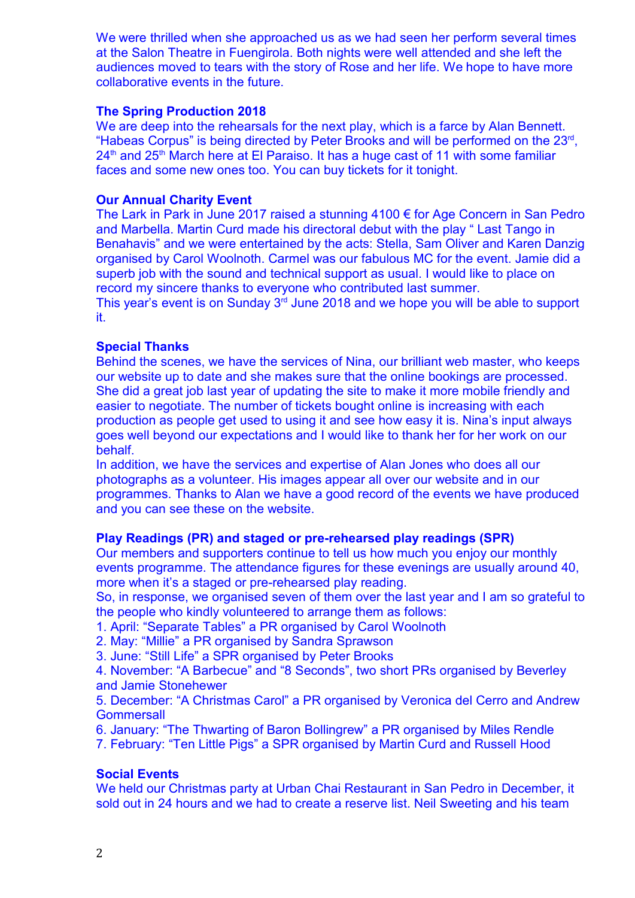We were thrilled when she approached us as we had seen her perform several times at the Salon Theatre in Fuengirola. Both nights were well attended and she left the audiences moved to tears with the story of Rose and her life. We hope to have more collaborative events in the future.

## The Spring Production 2018

We are deep into the rehearsals for the next play, which is a farce by Alan Bennett. "Habeas Corpus" is being directed by Peter Brooks and will be performed on the 23rd, 24th and 25th March here at El Paraiso. It has a huge cast of 11 with some familiar faces and some new ones too. You can buy tickets for it tonight.

## Our Annual Charity Event

The Lark in Park in June 2017 raised a stunning 4100 € for Age Concern in San Pedro and Marbella. Martin Curd made his directoral debut with the play " Last Tango in Benahavis" and we were entertained by the acts: Stella, Sam Oliver and Karen Danzig organised by Carol Woolnoth. Carmel was our fabulous MC for the event. Jamie did a superb job with the sound and technical support as usual. I would like to place on record my sincere thanks to everyone who contributed last summer.

This year's event is on Sunday 3rd June 2018 and we hope you will be able to support it.

## Special Thanks

Behind the scenes, we have the services of Nina, our brilliant web master, who keeps our website up to date and she makes sure that the online bookings are processed. She did a great job last year of updating the site to make it more mobile friendly and easier to negotiate. The number of tickets bought online is increasing with each production as people get used to using it and see how easy it is. Nina's input always goes well beyond our expectations and I would like to thank her for her work on our behalf.

In addition, we have the services and expertise of Alan Jones who does all our photographs as a volunteer. His images appear all over our website and in our programmes. Thanks to Alan we have a good record of the events we have produced and you can see these on the website.

## Play Readings (PR) and staged or pre-rehearsed play readings (SPR)

Our members and supporters continue to tell us how much you enjoy our monthly events programme. The attendance figures for these evenings are usually around 40, more when it's a staged or pre-rehearsed play reading.

So, in response, we organised seven of them over the last year and I am so grateful to the people who kindly volunteered to arrange them as follows:

1. April: "Separate Tables" a PR organised by Carol Woolnoth
2. May: "Millie" a PR organised by Sandra Sprawson
3. June: "Still Life" a SPR organised by Peter Brooks
4. November: "A Barbecue" and "8 Seconds", two short PRs organised by Beverley and Jamie Stonehewer
5. December: "A Christmas Carol" a PR organised by Veronica del Cerro and Andrew Gommersall
6. January: "The Thwarting of Baron Bollingrew" a PR organised by Miles Rendle
7. February: "Ten Little Pigs" a SPR organised by Martin Curd and Russell Hood

## Social Events

We held our Christmas party at Urban Chai Restaurant in San Pedro in December, it sold out in 24 hours and we had to create a reserve list. Neil Sweeting and his team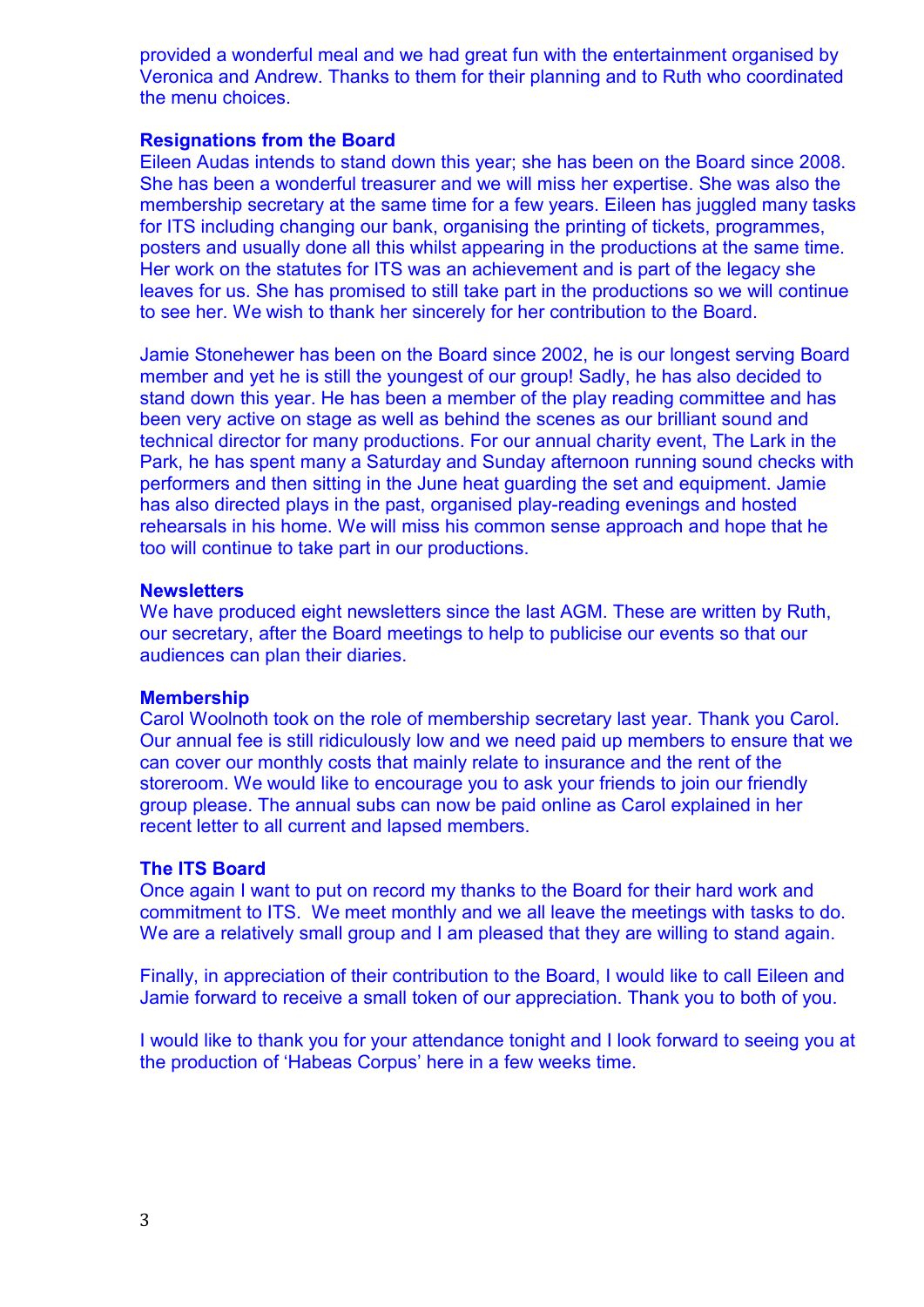provided a wonderful meal and we had great fun with the entertainment organised by Veronica and Andrew. Thanks to them for their planning and to Ruth who coordinated the menu choices.

**Resignations from the Board**

Eileen Audas intends to stand down this year; she has been on the Board since 2008. She has been a wonderful treasurer and we will miss her expertise. She was also the membership secretary at the same time for a few years. Eileen has juggled many tasks for ITS including changing our bank, organising the printing of tickets, programmes, posters and usually done all this whilst appearing in the productions at the same time. Her work on the statutes for ITS was an achievement and is part of the legacy she leaves for us. She has promised to still take part in the productions so we will continue to see her. We wish to thank her sincerely for her contribution to the Board.

Jamie Stonehewer has been on the Board since 2002, he is our longest serving Board member and yet he is still the youngest of our group! Sadly, he has also decided to stand down this year. He has been a member of the play reading committee and has been very active on stage as well as behind the scenes as our brilliant sound and technical director for many productions. For our annual charity event, The Lark in the Park, he has spent many a Saturday and Sunday afternoon running sound checks with performers and then sitting in the June heat guarding the set and equipment. Jamie has also directed plays in the past, organised play-reading evenings and hosted rehearsals in his home. We will miss his common sense approach and hope that he too will continue to take part in our productions.

**Newsletters**

We have produced eight newsletters since the last AGM. These are written by Ruth, our secretary, after the Board meetings to help to publicise our events so that our audiences can plan their diaries.

**Membership**

Carol Woolnoth took on the role of membership secretary last year. Thank you Carol. Our annual fee is still ridiculously low and we need paid up members to ensure that we can cover our monthly costs that mainly relate to insurance and the rent of the storeroom. We would like to encourage you to ask your friends to join our friendly group please. The annual subs can now be paid online as Carol explained in her recent letter to all current and lapsed members.

**The ITS Board**

Once again I want to put on record my thanks to the Board for their hard work and commitment to ITS. We meet monthly and we all leave the meetings with tasks to do. We are a relatively small group and I am pleased that they are willing to stand again.

Finally, in appreciation of their contribution to the Board, I would like to call Eileen and Jamie forward to receive a small token of our appreciation. Thank you to both of you.

I would like to thank you for your attendance tonight and I look forward to seeing you at the production of 'Habeas Corpus' here in a few weeks time.